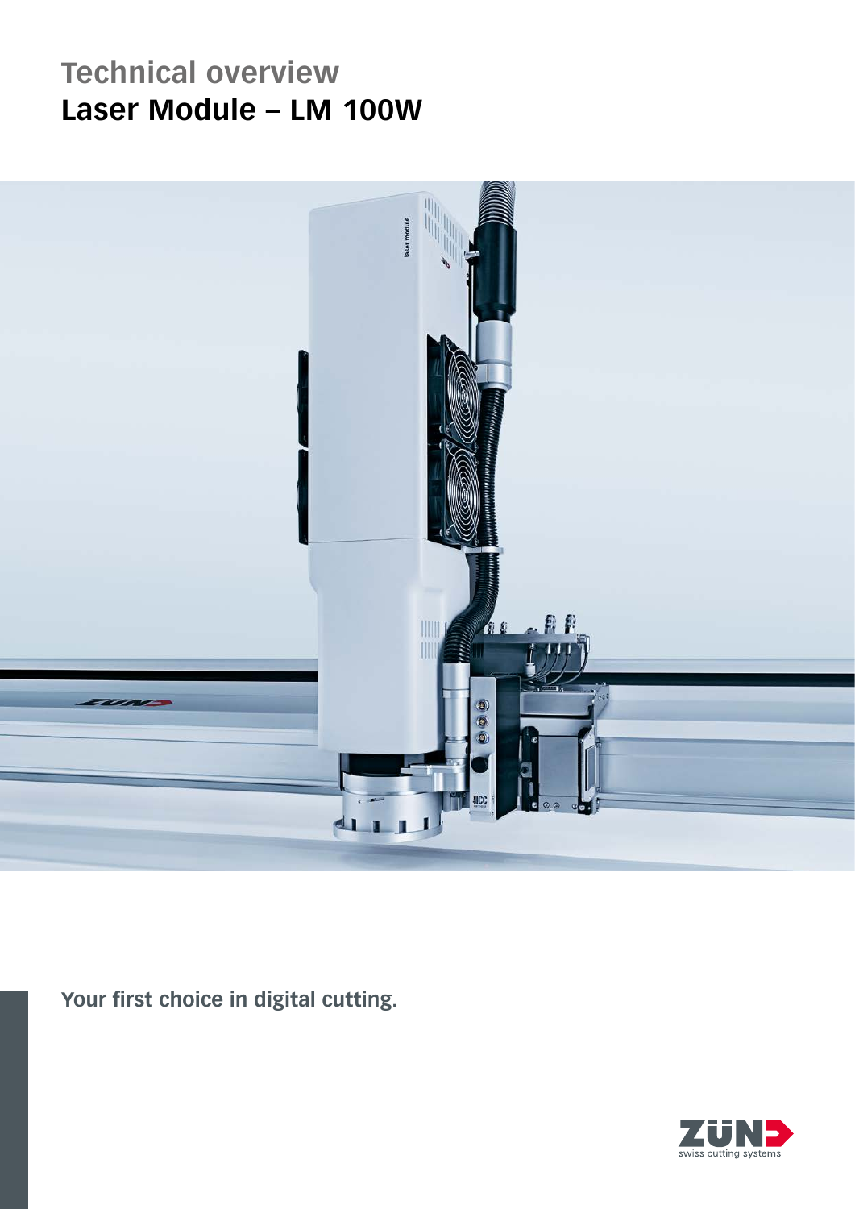# Technical overview
## Laser Module – LM 100W

Your first choice in digital cutting.

ZÜND swiss cutting systems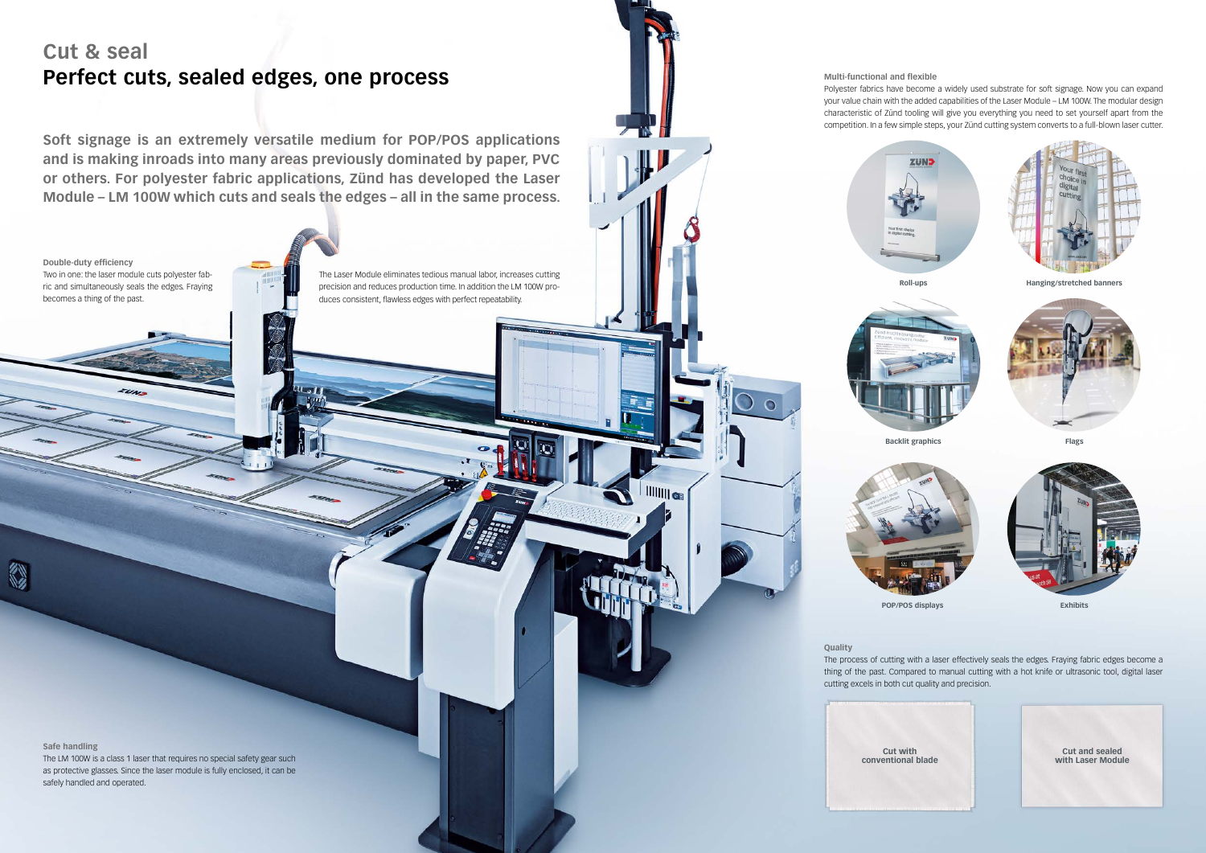# Cut & seal
## Perfect cuts, sealed edges, one process

**Soft signage is an extremely versatile medium for POP/POS applications and is making inroads into many areas previously dominated by paper, PVC or others. For polyester fabric applications, Zünd has developed the Laser Module – LM 100W which cuts and seals the edges – all in the same process.**

**Double-duty efficiency**

Two in one: the laser module cuts polyester fabric and simultaneously seals the edges. Fraying becomes a thing of the past.

The Laser Module eliminates tedious manual labor, increases cutting precision and reduces production time. In addition the LM 100W produces consistent, flawless edges with perfect repeatability.

**Safe handling**

The LM 100W is a class 1 laser that requires no special safety gear such as protective glasses. Since the laser module is fully enclosed, it can be safely handled and operated.

**Multi-functional and flexible**

Polyester fabrics have become a widely used substrate for soft signage. Now you can expand your value chain with the added capabilities of the Laser Module – LM 100W. The modular design characteristic of Zünd tooling will give you everything you need to set yourself apart from the competition. In a few simple steps, your Zünd cutting system converts to a full-blown laser cutter.

Roll-ups

Hanging/stretched banners

Backlit graphics

Flags

POP/POS displays

Exhibits

**Quality**

The process of cutting with a laser effectively seals the edges. Fraying fabric edges become a thing of the past. Compared to manual cutting with a hot knife or ultrasonic tool, digital laser cutting excels in both cut quality and precision.

Cut with conventional blade

Cut and sealed with Laser Module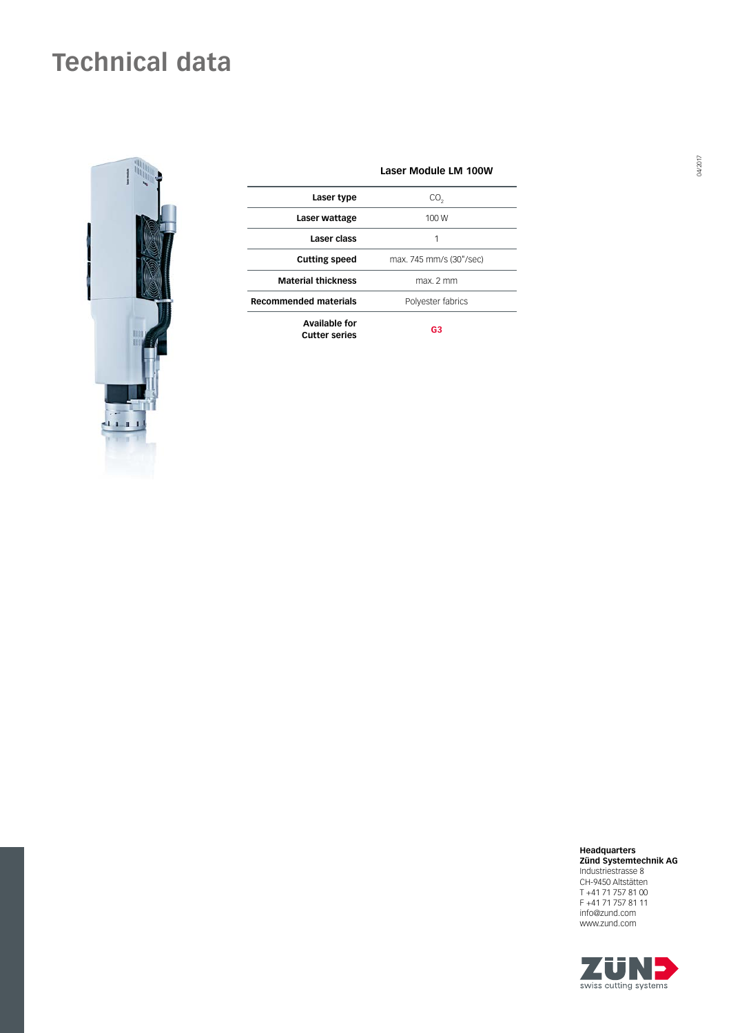# Technical data

| | Laser Module LM 100W |
|---|---|
| **Laser type** | $CO_2$ |
| **Laser wattage** | 100 W |
| **Laser class** | 1 |
| **Cutting speed** | max. 745 mm/s (30"/sec) |
| **Material thickness** | max. 2 mm |
| **Recommended materials** | Polyester fabrics |
| **Available for Cutter series** | **G3** |

04/2017

**Headquarters**
**Zünd Systemtechnik AG**
Industriestrasse 8
CH-9450 Altstätten
T +41 71 757 81 00
F +41 71 757 81 11
info@zund.com
www.zund.com

ZÜND
swiss cutting systems